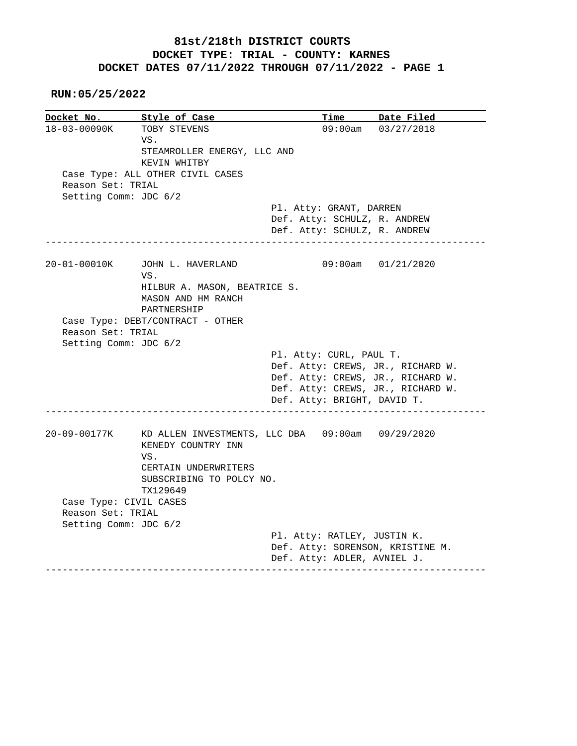**81st/218th DISTRICT COURTS**
**DOCKET TYPE: TRIAL - COUNTY: KARNES**
**DOCKET DATES 07/11/2022 THROUGH 07/11/2022 - PAGE 1**

**RUN:05/25/2022**

| Docket No. | Style of Case | Time | Date Filed |
|---|---|---|---|
| 18-03-00090K | TOBY STEVENS VS. STEAMROLLER ENERGY, LLC AND KEVIN WHITBY | 09:00am | 03/27/2018 |

Case Type: ALL OTHER CIVIL CASES
Reason Set: TRIAL
Setting Comm: JDC 6/2

Pl. Atty: GRANT, DARREN
Def. Atty: SCHULZ, R. ANDREW
Def. Atty: SCHULZ, R. ANDREW

---

| Docket No. | Style of Case | Time | Date Filed |
|---|---|---|---|
| 20-01-00010K | JOHN L. HAVERLAND VS. HILBUR A. MASON, BEATRICE S. MASON AND HM RANCH PARTNERSHIP | 09:00am | 01/21/2020 |

Case Type: DEBT/CONTRACT - OTHER
Reason Set: TRIAL
Setting Comm: JDC 6/2

Pl. Atty: CURL, PAUL T.
Def. Atty: CREWS, JR., RICHARD W.
Def. Atty: CREWS, JR., RICHARD W.
Def. Atty: CREWS, JR., RICHARD W.
Def. Atty: BRIGHT, DAVID T.

---

| Docket No. | Style of Case | Time | Date Filed |
|---|---|---|---|
| 20-09-00177K | KD ALLEN INVESTMENTS, LLC DBA KENEDY COUNTRY INN VS. CERTAIN UNDERWRITERS SUBSCRIBING TO POLCY NO. TX129649 | 09:00am | 09/29/2020 |

Case Type: CIVIL CASES
Reason Set: TRIAL
Setting Comm: JDC 6/2

Pl. Atty: RATLEY, JUSTIN K.
Def. Atty: SORENSON, KRISTINE M.
Def. Atty: ADLER, AVNIEL J.

---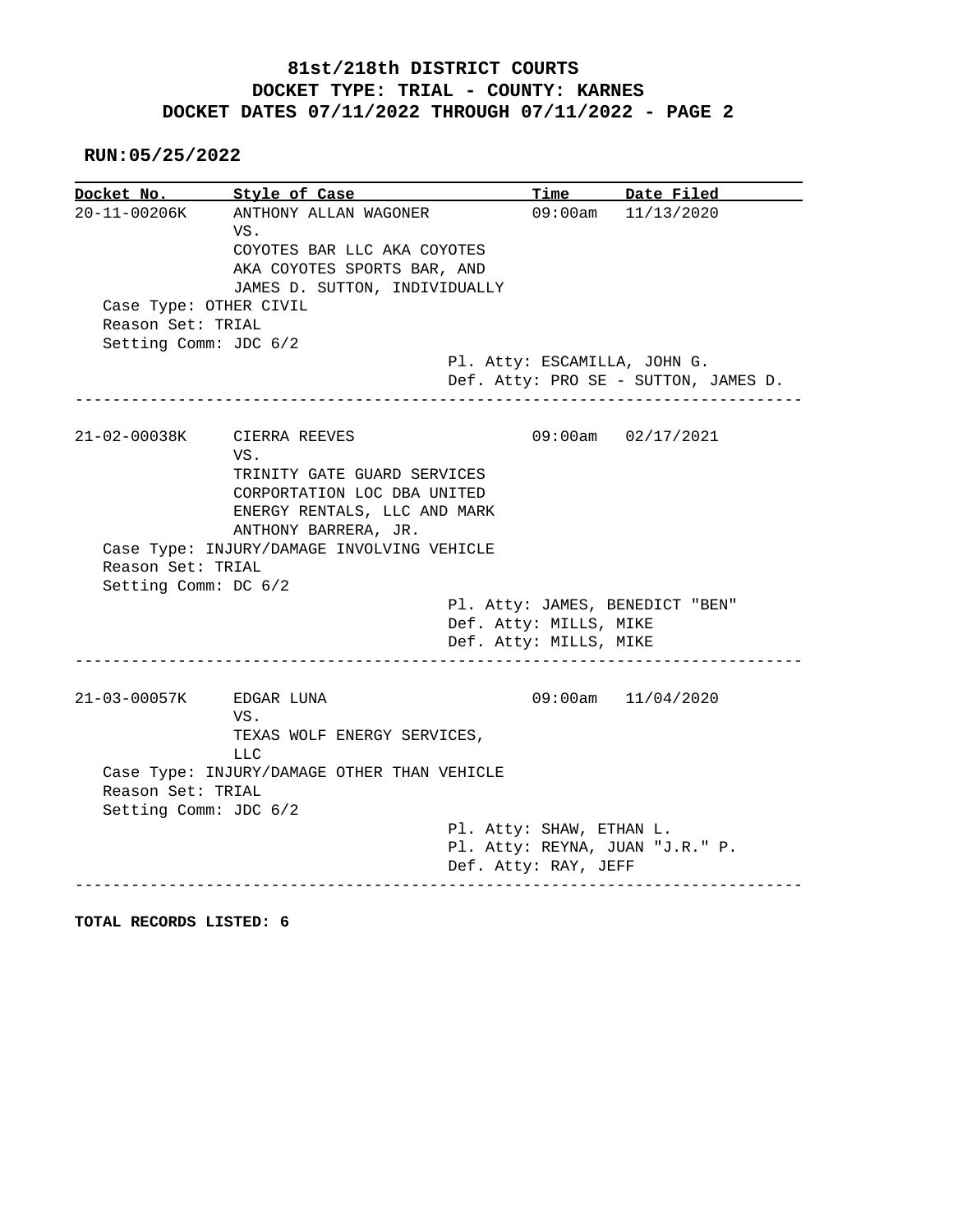**81st/218th DISTRICT COURTS**
**DOCKET TYPE: TRIAL - COUNTY: KARNES**
**DOCKET DATES 07/11/2022 THROUGH 07/11/2022 - PAGE 2**

**RUN:05/25/2022**

| Docket No. | Style of Case | Time | Date Filed |
|---|---|---|---|
| 20-11-00206K | ANTHONY ALLAN WAGONER VS. COYOTES BAR LLC AKA COYOTES AKA COYOTES SPORTS BAR, AND JAMES D. SUTTON, INDIVIDUALLY | 09:00am | 11/13/2020 |

Case Type: OTHER CIVIL
Reason Set: TRIAL
Setting Comm: JDC 6/2
Pl. Atty: ESCAMILLA, JOHN G.
Def. Atty: PRO SE - SUTTON, JAMES D.

---

| Docket No. | Style of Case | Time | Date Filed |
|---|---|---|---|
| 21-02-00038K | CIERRA REEVES VS. TRINITY GATE GUARD SERVICES CORPORTATION LOC DBA UNITED ENERGY RENTALS, LLC AND MARK ANTHONY BARRERA, JR. | 09:00am | 02/17/2021 |

Case Type: INJURY/DAMAGE INVOLVING VEHICLE
Reason Set: TRIAL
Setting Comm: DC 6/2
Pl. Atty: JAMES, BENEDICT "BEN"
Def. Atty: MILLS, MIKE
Def. Atty: MILLS, MIKE

---

| Docket No. | Style of Case | Time | Date Filed |
|---|---|---|---|
| 21-03-00057K | EDGAR LUNA VS. TEXAS WOLF ENERGY SERVICES, LLC | 09:00am | 11/04/2020 |

Case Type: INJURY/DAMAGE OTHER THAN VEHICLE
Reason Set: TRIAL
Setting Comm: JDC 6/2
Pl. Atty: SHAW, ETHAN L.
Pl. Atty: REYNA, JUAN "J.R." P.
Def. Atty: RAY, JEFF

---

**TOTAL RECORDS LISTED: 6**